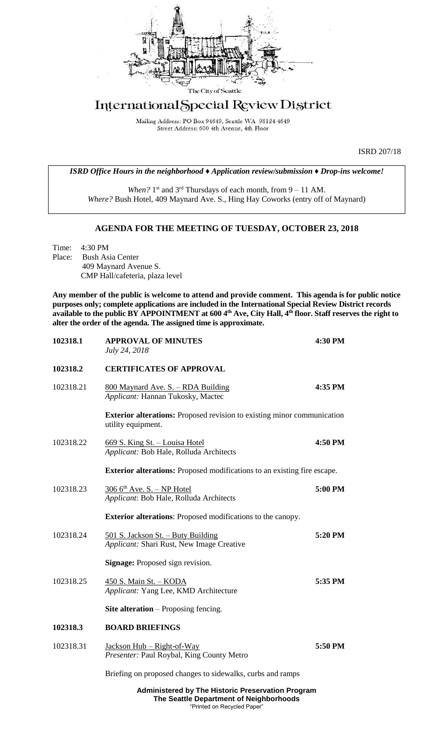The City of Seattle

# International Special Review District

Mailing Address: PO Box 94649, Seattle WA 98124-4649
Street Address: 600 4th Avenue, 4th Floor

ISRD 207/18

***ISRD Office Hours in the neighborhood ♦ Application review/submission ♦ Drop-ins welcome!***

*When?* 1st and 3rd Thursdays of each month, from 9 – 11 AM.
*Where?* Bush Hotel, 409 Maynard Ave. S., Hing Hay Coworks (entry off of Maynard)

## AGENDA FOR THE MEETING OF TUESDAY, OCTOBER 23, 2018

Time: 4:30 PM
Place: Bush Asia Center
409 Maynard Avenue S.
CMP Hall/cafeteria, plaza level

**Any member of the public is welcome to attend and provide comment. This agenda is for public notice purposes only; complete applications are included in the International Special Review District records available to the public BY APPOINTMENT at 600 4th Ave, City Hall, 4th floor. Staff reserves the right to alter the order of the agenda. The assigned time is approximate.**

**102318.1 APPROVAL OF MINUTES** **4:30 PM**
*July 24, 2018*

**102318.2 CERTIFICATES OF APPROVAL**

102318.21 800 Maynard Ave. S. – RDA Building **4:35 PM**
*Applicant:* Hannan Tukosky, Mactec

**Exterior alterations:** Proposed revision to existing minor communication utility equipment.

102318.22 669 S. King St. – Louisa Hotel **4:50 PM**
*Applicant:* Bob Hale, Rolluda Architects

**Exterior alterations:** Proposed modifications to an existing fire escape.

102318.23 306 6th Ave. S. – NP Hotel **5:00 PM**
*Applicant*: Bob Hale, Rolluda Architects

**Exterior alterations**: Proposed modifications to the canopy.

102318.24 501 S. Jackson St. – Buty Building **5:20 PM**
*Applicant:* Shari Rust, New Image Creative

**Signage:** Proposed sign revision.

102318.25 450 S. Main St. – KODA **5:35 PM**
*Applicant:* Yang Lee, KMD Architecture

**Site alteration** – Proposing fencing.

**102318.3 BOARD BRIEFINGS**

102318.31 Jackson Hub – Right-of-Way **5:50 PM**
*Presenter:* Paul Roybal, King County Metro

Briefing on proposed changes to sidewalks, curbs and ramps

**Administered by The Historic Preservation Program**
**The Seattle Department of Neighborhoods**
"Printed on Recycled Paper"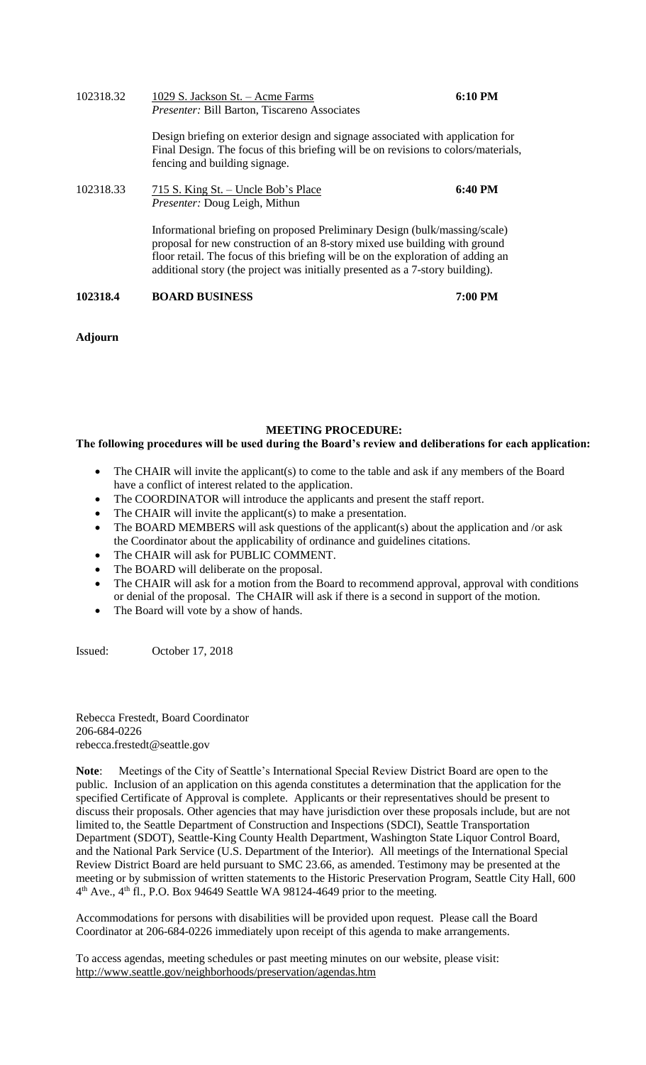| | | |
|---|---|---|
| 102318.32 | 1029 S. Jackson St. – Acme Farms<br>*Presenter:* Bill Barton, Tiscareno Associates | **6:10 PM** |
| | Design briefing on exterior design and signage associated with application for Final Design. The focus of this briefing will be on revisions to colors/materials, fencing and building signage. | |
| 102318.33 | 715 S. King St. – Uncle Bob's Place<br>*Presenter:* Doug Leigh, Mithun | **6:40 PM** |
| | Informational briefing on proposed Preliminary Design (bulk/massing/scale) proposal for new construction of an 8-story mixed use building with ground floor retail. The focus of this briefing will be on the exploration of adding an additional story (the project was initially presented as a 7-story building). | |
| **102318.4** | **BOARD BUSINESS** | **7:00 PM** |

**Adjourn**

**MEETING PROCEDURE:**

**The following procedures will be used during the Board's review and deliberations for each application:**

- The CHAIR will invite the applicant(s) to come to the table and ask if any members of the Board have a conflict of interest related to the application.
- The COORDINATOR will introduce the applicants and present the staff report.
- The CHAIR will invite the applicant(s) to make a presentation.
- The BOARD MEMBERS will ask questions of the applicant(s) about the application and /or ask the Coordinator about the applicability of ordinance and guidelines citations.
- The CHAIR will ask for PUBLIC COMMENT.
- The BOARD will deliberate on the proposal.
- The CHAIR will ask for a motion from the Board to recommend approval, approval with conditions or denial of the proposal. The CHAIR will ask if there is a second in support of the motion.
- The Board will vote by a show of hands.

Issued: October 17, 2018

Rebecca Frestedt, Board Coordinator
206-684-0226
rebecca.frestedt@seattle.gov

**Note**: Meetings of the City of Seattle's International Special Review District Board are open to the public. Inclusion of an application on this agenda constitutes a determination that the application for the specified Certificate of Approval is complete. Applicants or their representatives should be present to discuss their proposals. Other agencies that may have jurisdiction over these proposals include, but are not limited to, the Seattle Department of Construction and Inspections (SDCI), Seattle Transportation Department (SDOT), Seattle-King County Health Department, Washington State Liquor Control Board, and the National Park Service (U.S. Department of the Interior). All meetings of the International Special Review District Board are held pursuant to SMC 23.66, as amended. Testimony may be presented at the meeting or by submission of written statements to the Historic Preservation Program, Seattle City Hall, 600 4th Ave., 4th fl., P.O. Box 94649 Seattle WA 98124-4649 prior to the meeting.

Accommodations for persons with disabilities will be provided upon request. Please call the Board Coordinator at 206-684-0226 immediately upon receipt of this agenda to make arrangements.

To access agendas, meeting schedules or past meeting minutes on our website, please visit: http://www.seattle.gov/neighborhoods/preservation/agendas.htm